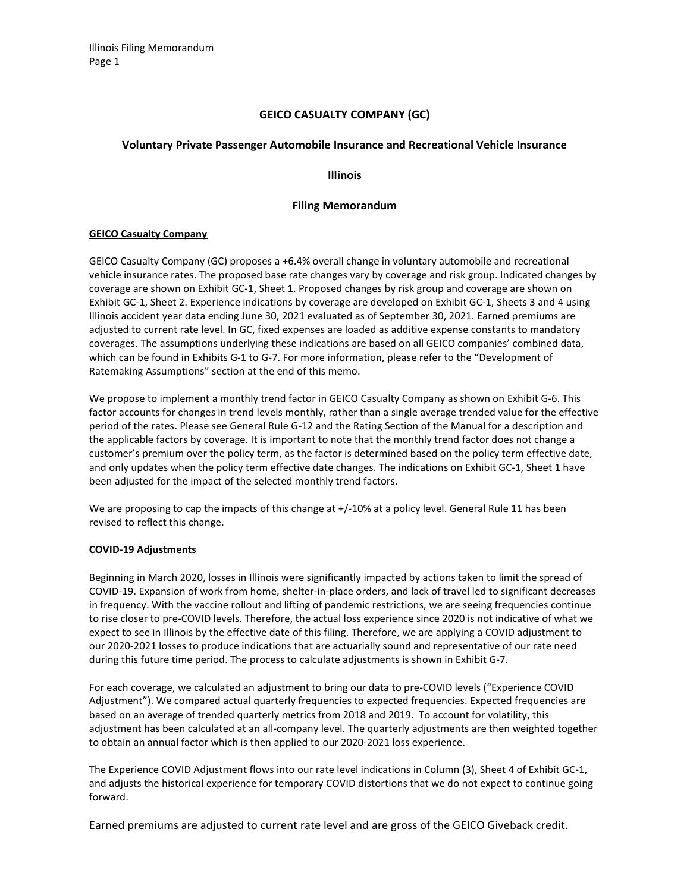# GEICO CASUALTY COMPANY (GC)

## Voluntary Private Passenger Automobile Insurance and Recreational Vehicle Insurance

## Illinois

## Filing Memorandum

**GEICO Casualty Company**

GEICO Casualty Company (GC) proposes a +6.4% overall change in voluntary automobile and recreational vehicle insurance rates. The proposed base rate changes vary by coverage and risk group. Indicated changes by coverage are shown on Exhibit GC-1, Sheet 1. Proposed changes by risk group and coverage are shown on Exhibit GC-1, Sheet 2. Experience indications by coverage are developed on Exhibit GC-1, Sheets 3 and 4 using Illinois accident year data ending June 30, 2021 evaluated as of September 30, 2021. Earned premiums are adjusted to current rate level. In GC, fixed expenses are loaded as additive expense constants to mandatory coverages. The assumptions underlying these indications are based on all GEICO companies' combined data, which can be found in Exhibits G-1 to G-7. For more information, please refer to the "Development of Ratemaking Assumptions" section at the end of this memo.

We propose to implement a monthly trend factor in GEICO Casualty Company as shown on Exhibit G-6. This factor accounts for changes in trend levels monthly, rather than a single average trended value for the effective period of the rates. Please see General Rule G-12 and the Rating Section of the Manual for a description and the applicable factors by coverage. It is important to note that the monthly trend factor does not change a customer's premium over the policy term, as the factor is determined based on the policy term effective date, and only updates when the policy term effective date changes. The indications on Exhibit GC-1, Sheet 1 have been adjusted for the impact of the selected monthly trend factors.

We are proposing to cap the impacts of this change at +/-10% at a policy level. General Rule 11 has been revised to reflect this change.

**COVID-19 Adjustments**

Beginning in March 2020, losses in Illinois were significantly impacted by actions taken to limit the spread of COVID-19. Expansion of work from home, shelter-in-place orders, and lack of travel led to significant decreases in frequency. With the vaccine rollout and lifting of pandemic restrictions, we are seeing frequencies continue to rise closer to pre-COVID levels. Therefore, the actual loss experience since 2020 is not indicative of what we expect to see in Illinois by the effective date of this filing. Therefore, we are applying a COVID adjustment to our 2020-2021 losses to produce indications that are actuarially sound and representative of our rate need during this future time period. The process to calculate adjustments is shown in Exhibit G-7.

For each coverage, we calculated an adjustment to bring our data to pre-COVID levels ("Experience COVID Adjustment"). We compared actual quarterly frequencies to expected frequencies. Expected frequencies are based on an average of trended quarterly metrics from 2018 and 2019. To account for volatility, this adjustment has been calculated at an all-company level. The quarterly adjustments are then weighted together to obtain an annual factor which is then applied to our 2020-2021 loss experience.

The Experience COVID Adjustment flows into our rate level indications in Column (3), Sheet 4 of Exhibit GC-1, and adjusts the historical experience for temporary COVID distortions that we do not expect to continue going forward.

Earned premiums are adjusted to current rate level and are gross of the GEICO Giveback credit.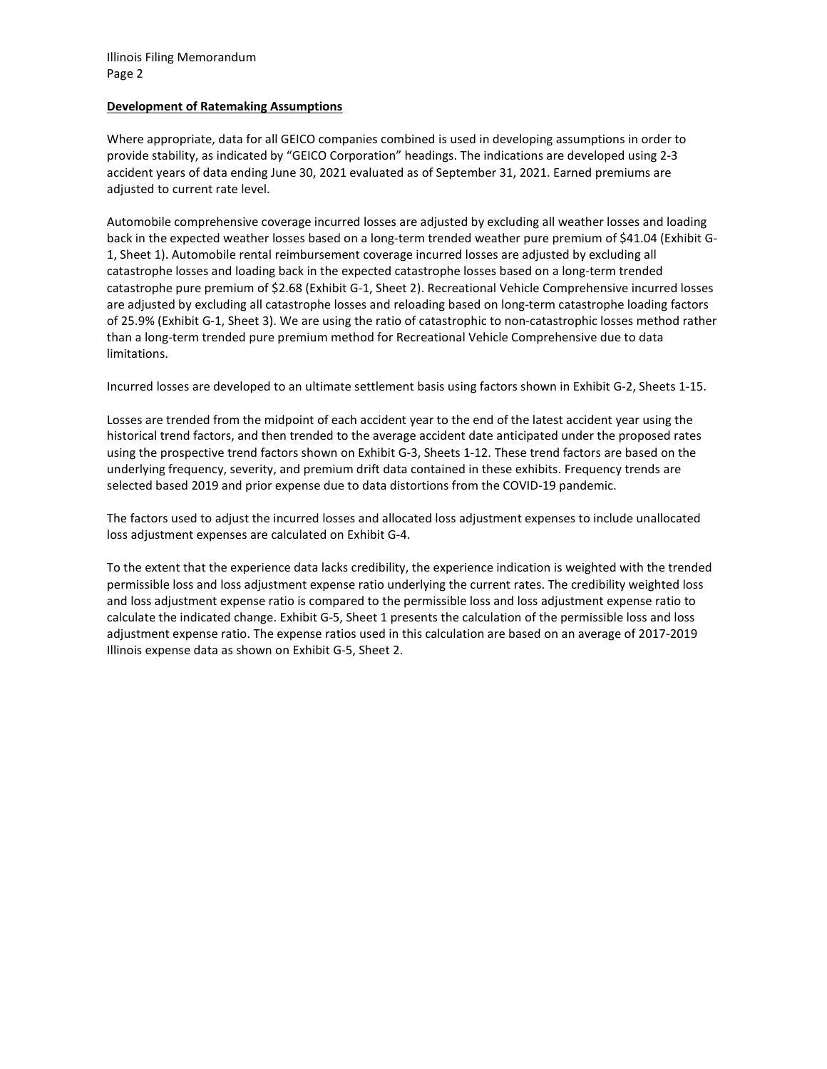**Development of Ratemaking Assumptions**

Where appropriate, data for all GEICO companies combined is used in developing assumptions in order to provide stability, as indicated by "GEICO Corporation" headings. The indications are developed using 2-3 accident years of data ending June 30, 2021 evaluated as of September 31, 2021. Earned premiums are adjusted to current rate level.

Automobile comprehensive coverage incurred losses are adjusted by excluding all weather losses and loading back in the expected weather losses based on a long-term trended weather pure premium of $41.04 (Exhibit G-1, Sheet 1). Automobile rental reimbursement coverage incurred losses are adjusted by excluding all catastrophe losses and loading back in the expected catastrophe losses based on a long-term trended catastrophe pure premium of $2.68 (Exhibit G-1, Sheet 2). Recreational Vehicle Comprehensive incurred losses are adjusted by excluding all catastrophe losses and reloading based on long-term catastrophe loading factors of 25.9% (Exhibit G-1, Sheet 3). We are using the ratio of catastrophic to non-catastrophic losses method rather than a long-term trended pure premium method for Recreational Vehicle Comprehensive due to data limitations.

Incurred losses are developed to an ultimate settlement basis using factors shown in Exhibit G-2, Sheets 1-15.

Losses are trended from the midpoint of each accident year to the end of the latest accident year using the historical trend factors, and then trended to the average accident date anticipated under the proposed rates using the prospective trend factors shown on Exhibit G-3, Sheets 1-12. These trend factors are based on the underlying frequency, severity, and premium drift data contained in these exhibits. Frequency trends are selected based 2019 and prior expense due to data distortions from the COVID-19 pandemic.

The factors used to adjust the incurred losses and allocated loss adjustment expenses to include unallocated loss adjustment expenses are calculated on Exhibit G-4.

To the extent that the experience data lacks credibility, the experience indication is weighted with the trended permissible loss and loss adjustment expense ratio underlying the current rates. The credibility weighted loss and loss adjustment expense ratio is compared to the permissible loss and loss adjustment expense ratio to calculate the indicated change. Exhibit G-5, Sheet 1 presents the calculation of the permissible loss and loss adjustment expense ratio. The expense ratios used in this calculation are based on an average of 2017-2019 Illinois expense data as shown on Exhibit G-5, Sheet 2.